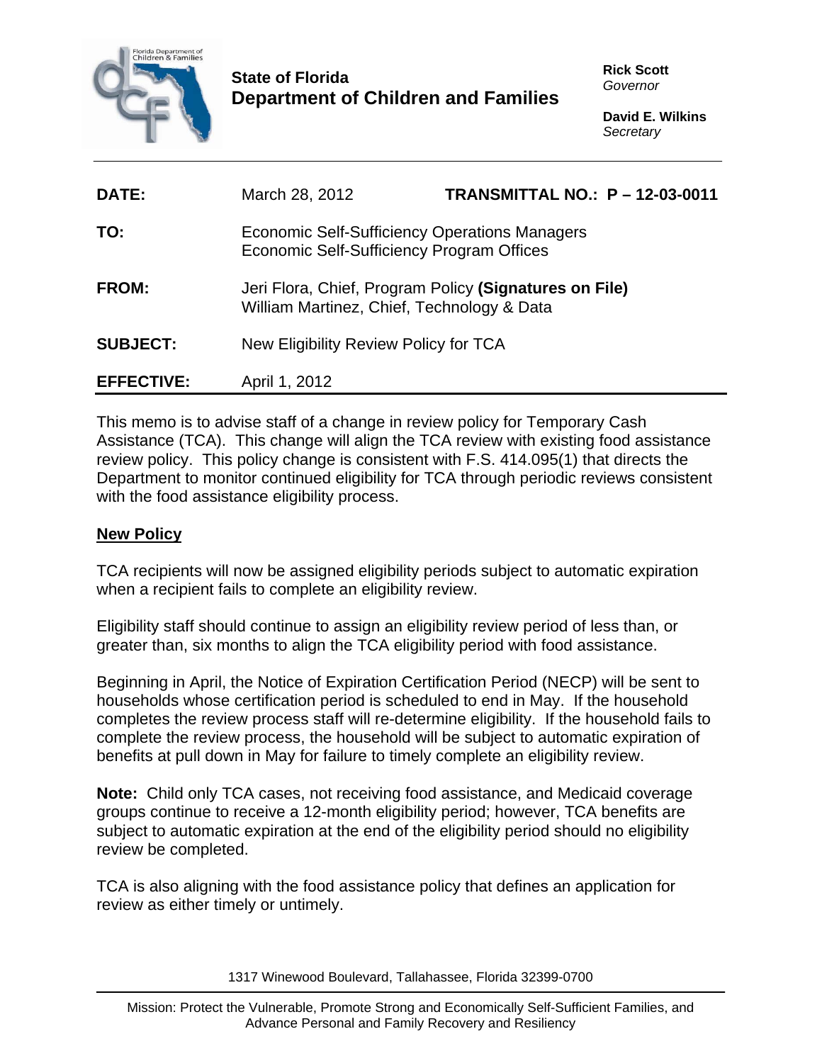**State of Florida**
**Department of Children and Families**

**Rick Scott**
*Governor*

**David E. Wilkins**
*Secretary*

| | | |
|---|---|---|
| **DATE:** | March 28, 2012 | **TRANSMITTAL NO.: P – 12-03-0011** |
| **TO:** | Economic Self-Sufficiency Operations Managers<br>Economic Self-Sufficiency Program Offices | |
| **FROM:** | Jeri Flora, Chief, Program Policy **(Signatures on File)**<br>William Martinez, Chief, Technology & Data | |
| **SUBJECT:** | New Eligibility Review Policy for TCA | |
| **EFFECTIVE:** | April 1, 2012 | |

This memo is to advise staff of a change in review policy for Temporary Cash Assistance (TCA). This change will align the TCA review with existing food assistance review policy. This policy change is consistent with F.S. 414.095(1) that directs the Department to monitor continued eligibility for TCA through periodic reviews consistent with the food assistance eligibility process.

**New Policy**

TCA recipients will now be assigned eligibility periods subject to automatic expiration when a recipient fails to complete an eligibility review.

Eligibility staff should continue to assign an eligibility review period of less than, or greater than, six months to align the TCA eligibility period with food assistance.

Beginning in April, the Notice of Expiration Certification Period (NECP) will be sent to households whose certification period is scheduled to end in May. If the household completes the review process staff will re-determine eligibility. If the household fails to complete the review process, the household will be subject to automatic expiration of benefits at pull down in May for failure to timely complete an eligibility review.

**Note:** Child only TCA cases, not receiving food assistance, and Medicaid coverage groups continue to receive a 12-month eligibility period; however, TCA benefits are subject to automatic expiration at the end of the eligibility period should no eligibility review be completed.

TCA is also aligning with the food assistance policy that defines an application for review as either timely or untimely.

1317 Winewood Boulevard, Tallahassee, Florida 32399-0700

Mission: Protect the Vulnerable, Promote Strong and Economically Self-Sufficient Families, and Advance Personal and Family Recovery and Resiliency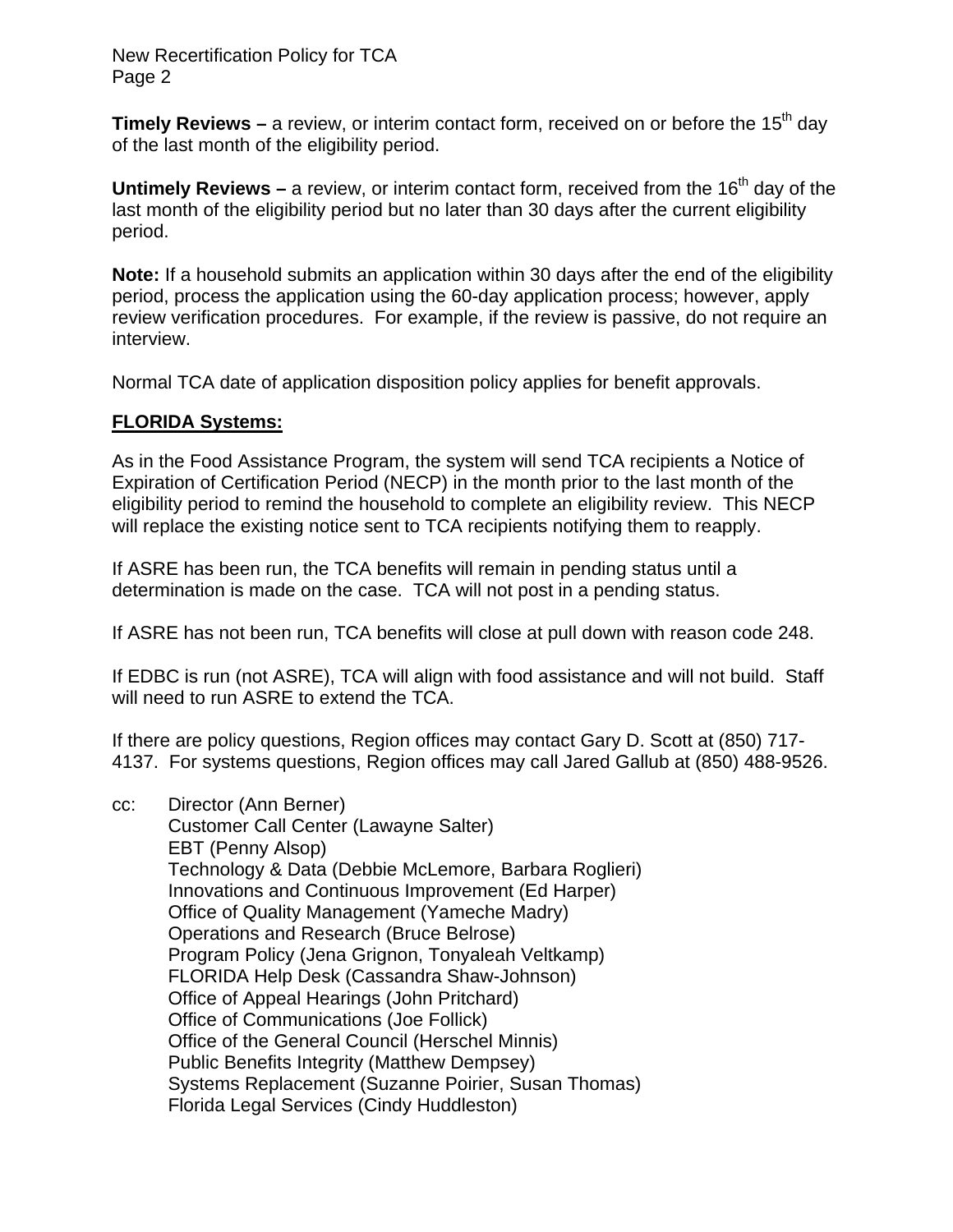**Timely Reviews –** a review, or interim contact form, received on or before the 15th day of the last month of the eligibility period.

**Untimely Reviews –** a review, or interim contact form, received from the 16th day of the last month of the eligibility period but no later than 30 days after the current eligibility period.

**Note:** If a household submits an application within 30 days after the end of the eligibility period, process the application using the 60-day application process; however, apply review verification procedures. For example, if the review is passive, do not require an interview.

Normal TCA date of application disposition policy applies for benefit approvals.

**FLORIDA Systems:**

As in the Food Assistance Program, the system will send TCA recipients a Notice of Expiration of Certification Period (NECP) in the month prior to the last month of the eligibility period to remind the household to complete an eligibility review. This NECP will replace the existing notice sent to TCA recipients notifying them to reapply.

If ASRE has been run, the TCA benefits will remain in pending status until a determination is made on the case. TCA will not post in a pending status.

If ASRE has not been run, TCA benefits will close at pull down with reason code 248.

If EDBC is run (not ASRE), TCA will align with food assistance and will not build. Staff will need to run ASRE to extend the TCA.

If there are policy questions, Region offices may contact Gary D. Scott at (850) 717-4137. For systems questions, Region offices may call Jared Gallub at (850) 488-9526.

cc: Director (Ann Berner)
Customer Call Center (Lawayne Salter)
EBT (Penny Alsop)
Technology & Data (Debbie McLemore, Barbara Roglieri)
Innovations and Continuous Improvement (Ed Harper)
Office of Quality Management (Yameche Madry)
Operations and Research (Bruce Belrose)
Program Policy (Jena Grignon, Tonyaleah Veltkamp)
FLORIDA Help Desk (Cassandra Shaw-Johnson)
Office of Appeal Hearings (John Pritchard)
Office of Communications (Joe Follick)
Office of the General Council (Herschel Minnis)
Public Benefits Integrity (Matthew Dempsey)
Systems Replacement (Suzanne Poirier, Susan Thomas)
Florida Legal Services (Cindy Huddleston)